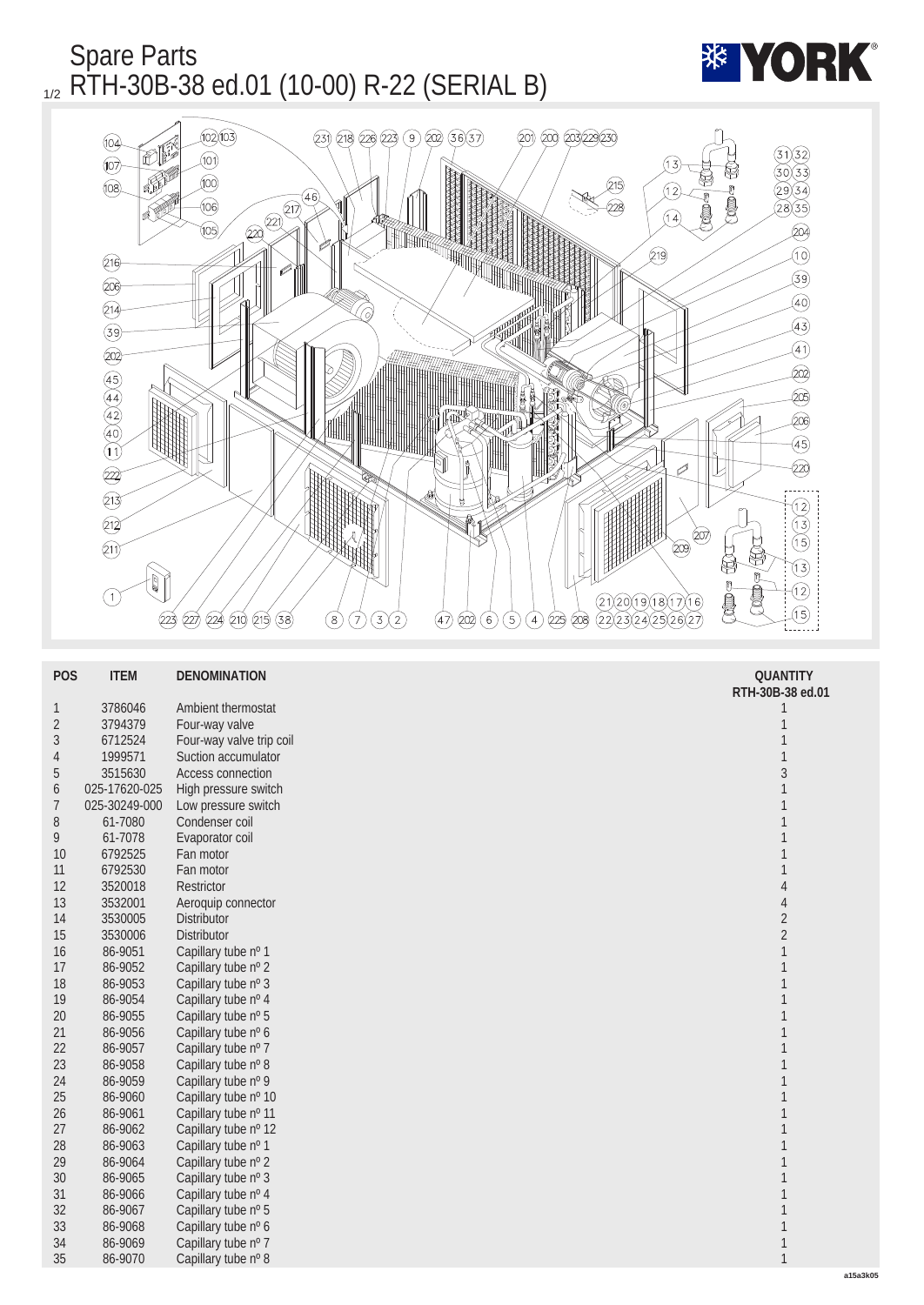# Spare Parts
## RTH-30B-38 ed.01 (10-00) R-22 (SERIAL B)

| POS | ITEM | DENOMINATION | QUANTITY RTH-30B-38 ed.01 |
|---|---|---|---|
| 1 | 3786046 | Ambient thermostat | 1 |
| 2 | 3794379 | Four-way valve | 1 |
| 3 | 6712524 | Four-way valve trip coil | 1 |
| 4 | 1999571 | Suction accumulator | 1 |
| 5 | 3515630 | Access connection | 3 |
| 6 | 025-17620-025 | High pressure switch | 1 |
| 7 | 025-30249-000 | Low pressure switch | 1 |
| 8 | 61-7080 | Condenser coil | 1 |
| 9 | 61-7078 | Evaporator coil | 1 |
| 10 | 6792525 | Fan motor | 1 |
| 11 | 6792530 | Fan motor | 1 |
| 12 | 3520018 | Restrictor | 4 |
| 13 | 3532001 | Aeroquip connector | 4 |
| 14 | 3530005 | Distributor | 2 |
| 15 | 3530006 | Distributor | 2 |
| 16 | 86-9051 | Capillary tube nº 1 | 1 |
| 17 | 86-9052 | Capillary tube nº 2 | 1 |
| 18 | 86-9053 | Capillary tube nº 3 | 1 |
| 19 | 86-9054 | Capillary tube nº 4 | 1 |
| 20 | 86-9055 | Capillary tube nº 5 | 1 |
| 21 | 86-9056 | Capillary tube nº 6 | 1 |
| 22 | 86-9057 | Capillary tube nº 7 | 1 |
| 23 | 86-9058 | Capillary tube nº 8 | 1 |
| 24 | 86-9059 | Capillary tube nº 9 | 1 |
| 25 | 86-9060 | Capillary tube nº 10 | 1 |
| 26 | 86-9061 | Capillary tube nº 11 | 1 |
| 27 | 86-9062 | Capillary tube nº 12 | 1 |
| 28 | 86-9063 | Capillary tube nº 1 | 1 |
| 29 | 86-9064 | Capillary tube nº 2 | 1 |
| 30 | 86-9065 | Capillary tube nº 3 | 1 |
| 31 | 86-9066 | Capillary tube nº 4 | 1 |
| 32 | 86-9067 | Capillary tube nº 5 | 1 |
| 33 | 86-9068 | Capillary tube nº 6 | 1 |
| 34 | 86-9069 | Capillary tube nº 7 | 1 |
| 35 | 86-9070 | Capillary tube nº 8 | 1 |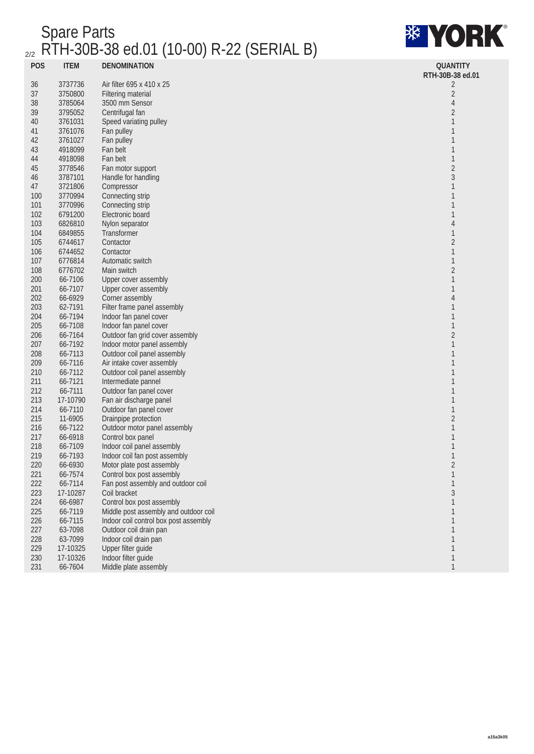# Spare Parts

## RTH-30B-38 ed.01 (10-00) R-22 (SERIAL B)

| POS | ITEM | DENOMINATION | QUANTITY RTH-30B-38 ed.01 |
|---|---|---|---|
| 36 | 3737736 | Air filter 695 x 410 x 25 | 2 |
| 37 | 3750800 | Filtering material | 2 |
| 38 | 3785064 | 3500 mm Sensor | 4 |
| 39 | 3795052 | Centrifugal fan | 2 |
| 40 | 3761031 | Speed variating pulley | 1 |
| 41 | 3761076 | Fan pulley | 1 |
| 42 | 3761027 | Fan pulley | 1 |
| 43 | 4918099 | Fan belt | 1 |
| 44 | 4918098 | Fan belt | 1 |
| 45 | 3778546 | Fan motor support | 2 |
| 46 | 3787101 | Handle for handling | 3 |
| 47 | 3721806 | Compressor | 1 |
| 100 | 3770994 | Connecting strip | 1 |
| 101 | 3770996 | Connecting strip | 1 |
| 102 | 6791200 | Electronic board | 1 |
| 103 | 6826810 | Nylon separator | 4 |
| 104 | 6849855 | Transformer | 1 |
| 105 | 6744617 | Contactor | 2 |
| 106 | 6744652 | Contactor | 1 |
| 107 | 6776814 | Automatic switch | 1 |
| 108 | 6776702 | Main switch | 2 |
| 200 | 66-7106 | Upper cover assembly | 1 |
| 201 | 66-7107 | Upper cover assembly | 1 |
| 202 | 66-6929 | Corner assembly | 4 |
| 203 | 62-7191 | Filter frame panel assembly | 1 |
| 204 | 66-7194 | Indoor fan panel cover | 1 |
| 205 | 66-7108 | Indoor fan panel cover | 1 |
| 206 | 66-7164 | Outdoor fan grid cover assembly | 2 |
| 207 | 66-7192 | Indoor motor panel assembly | 1 |
| 208 | 66-7113 | Outdoor coil panel assembly | 1 |
| 209 | 66-7116 | Air intake cover assembly | 1 |
| 210 | 66-7112 | Outdoor coil panel assembly | 1 |
| 211 | 66-7121 | Intermediate pannel | 1 |
| 212 | 66-7111 | Outdoor fan panel cover | 1 |
| 213 | 17-10790 | Fan air discharge panel | 1 |
| 214 | 66-7110 | Outdoor fan panel cover | 1 |
| 215 | 11-6905 | Drainpipe protection | 2 |
| 216 | 66-7122 | Outdoor motor panel assembly | 1 |
| 217 | 66-6918 | Control box panel | 1 |
| 218 | 66-7109 | Indoor coil panel assembly | 1 |
| 219 | 66-7193 | Indoor coil fan post assembly | 1 |
| 220 | 66-6930 | Motor plate post assembly | 2 |
| 221 | 66-7574 | Control box post assembly | 1 |
| 222 | 66-7114 | Fan post assembly and outdoor coil | 1 |
| 223 | 17-10287 | Coil bracket | 3 |
| 224 | 66-6987 | Control box post assembly | 1 |
| 225 | 66-7119 | Middle post assembly and outdoor coil | 1 |
| 226 | 66-7115 | Indoor coil control box post assembly | 1 |
| 227 | 63-7098 | Outdoor coil drain pan | 1 |
| 228 | 63-7099 | Indoor coil drain pan | 1 |
| 229 | 17-10325 | Upper filter guide | 1 |
| 230 | 17-10326 | Indoor filter guide | 1 |
| 231 | 66-7604 | Middle plate assembly | 1 |

a15a3k05